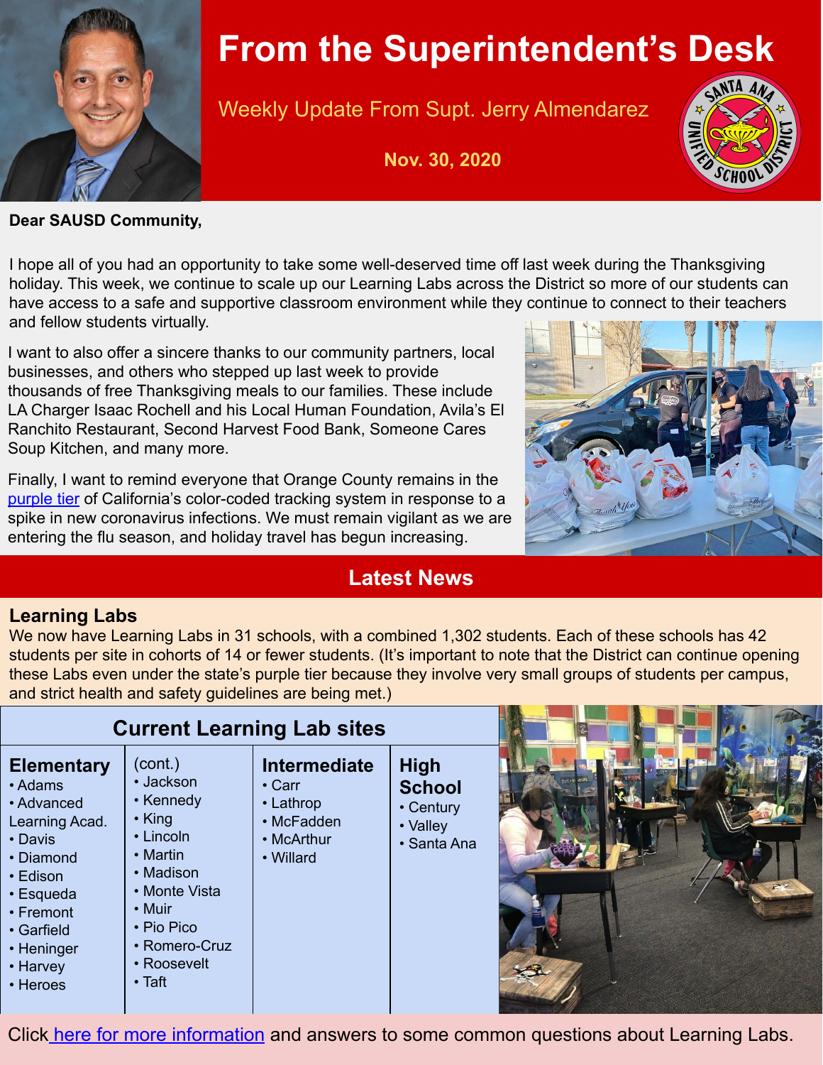# From the Superintendent's Desk

Weekly Update From Supt. Jerry Almendarez

**Nov. 30, 2020**

**Dear SAUSD Community,**

I hope all of you had an opportunity to take some well-deserved time off last week during the Thanksgiving holiday. This week, we continue to scale up our Learning Labs across the District so more of our students can have access to a safe and supportive classroom environment while they continue to connect to their teachers and fellow students virtually.

I want to also offer a sincere thanks to our community partners, local businesses, and others who stepped up last week to provide thousands of free Thanksgiving meals to our families. These include LA Charger Isaac Rochell and his Local Human Foundation, Avila's El Ranchito Restaurant, Second Harvest Food Bank, Someone Cares Soup Kitchen, and many more.

Finally, I want to remind everyone that Orange County remains in the purple tier of California's color-coded tracking system in response to a spike in new coronavirus infections. We must remain vigilant as we are entering the flu season, and holiday travel has begun increasing.

## Latest News

### Learning Labs

We now have Learning Labs in 31 schools, with a combined 1,302 students. Each of these schools has 42 students per site in cohorts of 14 or fewer students. (It's important to note that the District can continue opening these Labs even under the state's purple tier because they involve very small groups of students per campus, and strict health and safety guidelines are being met.)

### Current Learning Lab sites

**Elementary**
- Adams
- Advanced Learning Acad.
- Davis
- Diamond
- Edison
- Esqueda
- Fremont
- Garfield
- Heninger
- Harvey
- Heroes

(cont.)
- Jackson
- Kennedy
- King
- Lincoln
- Martin
- Madison
- Monte Vista
- Muir
- Pio Pico
- Romero-Cruz
- Roosevelt
- Taft

**Intermediate**
- Carr
- Lathrop
- McFadden
- McArthur
- Willard

**High School**
- Century
- Valley
- Santa Ana

Click here for more information and answers to some common questions about Learning Labs.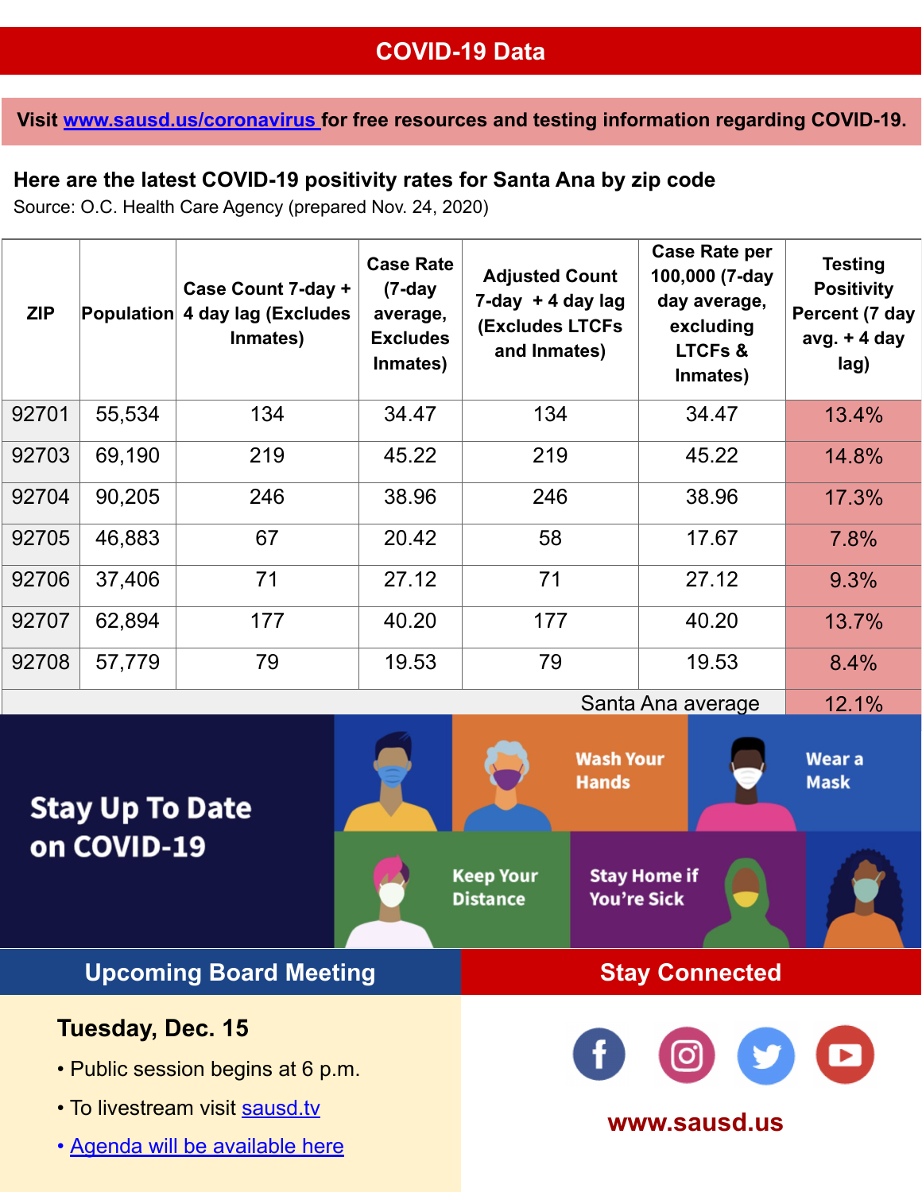## COVID-19 Data

**Visit www.sausd.us/coronavirus for free resources and testing information regarding COVID-19.**

**Here are the latest COVID-19 positivity rates for Santa Ana by zip code**

Source: O.C. Health Care Agency (prepared Nov. 24, 2020)

| ZIP | Population | Case Count 7-day + 4 day lag (Excludes Inmates) | Case Rate (7-day average, Excludes Inmates) | Adjusted Count 7-day + 4 day lag (Excludes LTCFs and Inmates) | Case Rate per 100,000 (7-day day average, excluding LTCFs & Inmates) | Testing Positivity Percent (7 day avg. + 4 day lag) |
|---|---|---|---|---|---|---|
| 92701 | 55,534 | 134 | 34.47 | 134 | 34.47 | 13.4% |
| 92703 | 69,190 | 219 | 45.22 | 219 | 45.22 | 14.8% |
| 92704 | 90,205 | 246 | 38.96 | 246 | 38.96 | 17.3% |
| 92705 | 46,883 | 67 | 20.42 | 58 | 17.67 | 7.8% |
| 92706 | 37,406 | 71 | 27.12 | 71 | 27.12 | 9.3% |
| 92707 | 62,894 | 177 | 40.20 | 177 | 40.20 | 13.7% |
| 92708 | 57,779 | 79 | 19.53 | 79 | 19.53 | 8.4% |
| | | | | | Santa Ana average | 12.1% |

**Stay Up To Date on COVID-19**

Wash Your Hands

Wear a Mask

Keep Your Distance

Stay Home if You're Sick

## Upcoming Board Meeting

**Tuesday, Dec. 15**

- Public session begins at 6 p.m.
- To livestream visit sausd.tv
- Agenda will be available here

## Stay Connected

**www.sausd.us**